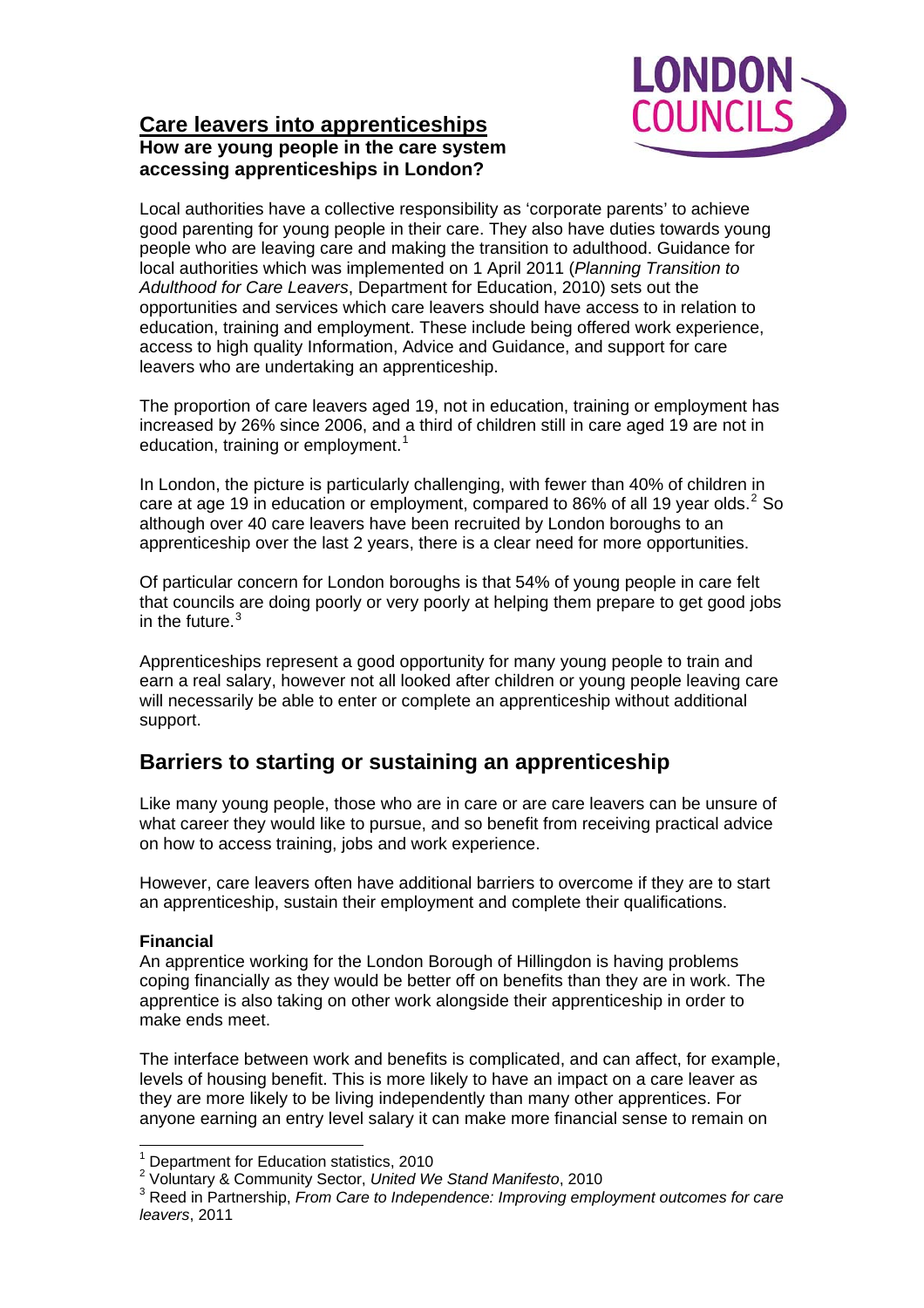# Care leavers into apprenticeships

**How are young people in the care system accessing apprenticeships in London?**

Local authorities have a collective responsibility as 'corporate parents' to achieve good parenting for young people in their care. They also have duties towards young people who are leaving care and making the transition to adulthood. Guidance for local authorities which was implemented on 1 April 2011 (*Planning Transition to Adulthood for Care Leavers*, Department for Education, 2010) sets out the opportunities and services which care leavers should have access to in relation to education, training and employment. These include being offered work experience, access to high quality Information, Advice and Guidance, and support for care leavers who are undertaking an apprenticeship.

The proportion of care leavers aged 19, not in education, training or employment has increased by 26% since 2006, and a third of children still in care aged 19 are not in education, training or employment.[1]

In London, the picture is particularly challenging, with fewer than 40% of children in care at age 19 in education or employment, compared to 86% of all 19 year olds.[2] So although over 40 care leavers have been recruited by London boroughs to an apprenticeship over the last 2 years, there is a clear need for more opportunities.

Of particular concern for London boroughs is that 54% of young people in care felt that councils are doing poorly or very poorly at helping them prepare to get good jobs in the future.[3]

Apprenticeships represent a good opportunity for many young people to train and earn a real salary, however not all looked after children or young people leaving care will necessarily be able to enter or complete an apprenticeship without additional support.

## Barriers to starting or sustaining an apprenticeship

Like many young people, those who are in care or are care leavers can be unsure of what career they would like to pursue, and so benefit from receiving practical advice on how to access training, jobs and work experience.

However, care leavers often have additional barriers to overcome if they are to start an apprenticeship, sustain their employment and complete their qualifications.

### Financial

An apprentice working for the London Borough of Hillingdon is having problems coping financially as they would be better off on benefits than they are in work. The apprentice is also taking on other work alongside their apprenticeship in order to make ends meet.

The interface between work and benefits is complicated, and can affect, for example, levels of housing benefit. This is more likely to have an impact on a care leaver as they are more likely to be living independently than many other apprentices. For anyone earning an entry level salary it can make more financial sense to remain on

---

[1] Department for Education statistics, 2010

[2] Voluntary & Community Sector, *United We Stand Manifesto*, 2010

[3] Reed in Partnership, *From Care to Independence: Improving employment outcomes for care leavers*, 2011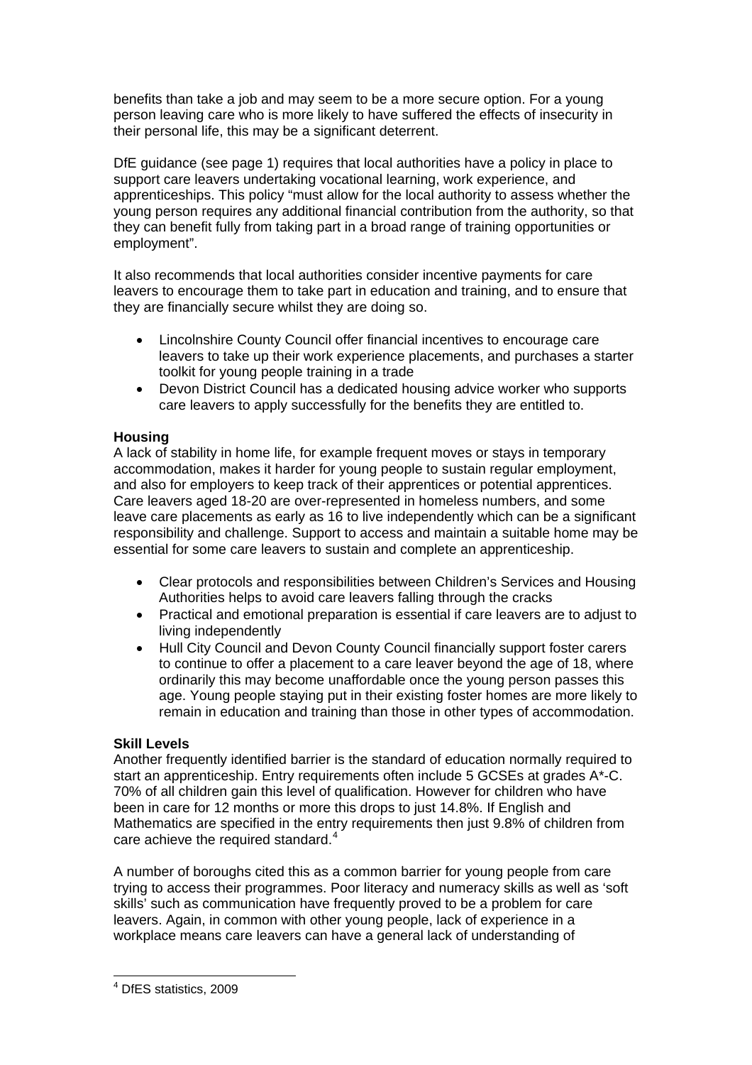benefits than take a job and may seem to be a more secure option. For a young person leaving care who is more likely to have suffered the effects of insecurity in their personal life, this may be a significant deterrent.

DfE guidance (see page 1) requires that local authorities have a policy in place to support care leavers undertaking vocational learning, work experience, and apprenticeships. This policy "must allow for the local authority to assess whether the young person requires any additional financial contribution from the authority, so that they can benefit fully from taking part in a broad range of training opportunities or employment".

It also recommends that local authorities consider incentive payments for care leavers to encourage them to take part in education and training, and to ensure that they are financially secure whilst they are doing so.

- Lincolnshire County Council offer financial incentives to encourage care leavers to take up their work experience placements, and purchases a starter toolkit for young people training in a trade
- Devon District Council has a dedicated housing advice worker who supports care leavers to apply successfully for the benefits they are entitled to.

**Housing**

A lack of stability in home life, for example frequent moves or stays in temporary accommodation, makes it harder for young people to sustain regular employment, and also for employers to keep track of their apprentices or potential apprentices. Care leavers aged 18-20 are over-represented in homeless numbers, and some leave care placements as early as 16 to live independently which can be a significant responsibility and challenge. Support to access and maintain a suitable home may be essential for some care leavers to sustain and complete an apprenticeship.

- Clear protocols and responsibilities between Children's Services and Housing Authorities helps to avoid care leavers falling through the cracks
- Practical and emotional preparation is essential if care leavers are to adjust to living independently
- Hull City Council and Devon County Council financially support foster carers to continue to offer a placement to a care leaver beyond the age of 18, where ordinarily this may become unaffordable once the young person passes this age. Young people staying put in their existing foster homes are more likely to remain in education and training than those in other types of accommodation.

**Skill Levels**

Another frequently identified barrier is the standard of education normally required to start an apprenticeship. Entry requirements often include 5 GCSEs at grades A*-C. 70% of all children gain this level of qualification. However for children who have been in care for 12 months or more this drops to just 14.8%. If English and Mathematics are specified in the entry requirements then just 9.8% of children from care achieve the required standard.[4]

A number of boroughs cited this as a common barrier for young people from care trying to access their programmes. Poor literacy and numeracy skills as well as 'soft skills' such as communication have frequently proved to be a problem for care leavers. Again, in common with other young people, lack of experience in a workplace means care leavers can have a general lack of understanding of

---

[4] DfES statistics, 2009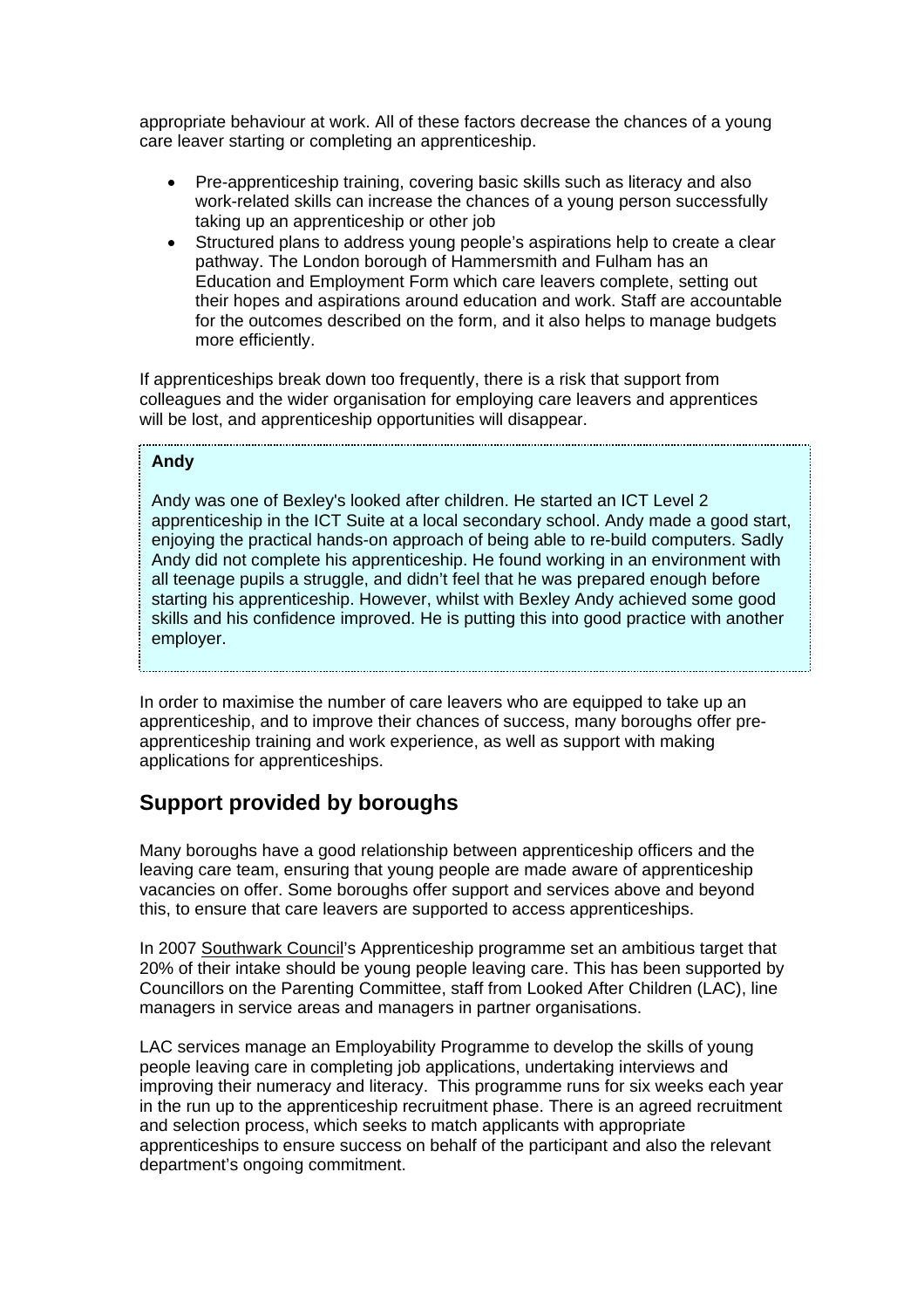appropriate behaviour at work. All of these factors decrease the chances of a young care leaver starting or completing an apprenticeship.

- Pre-apprenticeship training, covering basic skills such as literacy and also work-related skills can increase the chances of a young person successfully taking up an apprenticeship or other job
- Structured plans to address young people's aspirations help to create a clear pathway. The London borough of Hammersmith and Fulham has an Education and Employment Form which care leavers complete, setting out their hopes and aspirations around education and work. Staff are accountable for the outcomes described on the form, and it also helps to manage budgets more efficiently.

If apprenticeships break down too frequently, there is a risk that support from colleagues and the wider organisation for employing care leavers and apprentices will be lost, and apprenticeship opportunities will disappear.

**Andy**

Andy was one of Bexley's looked after children. He started an ICT Level 2 apprenticeship in the ICT Suite at a local secondary school. Andy made a good start, enjoying the practical hands-on approach of being able to re-build computers. Sadly Andy did not complete his apprenticeship. He found working in an environment with all teenage pupils a struggle, and didn't feel that he was prepared enough before starting his apprenticeship. However, whilst with Bexley Andy achieved some good skills and his confidence improved. He is putting this into good practice with another employer.

In order to maximise the number of care leavers who are equipped to take up an apprenticeship, and to improve their chances of success, many boroughs offer pre-apprenticeship training and work experience, as well as support with making applications for apprenticeships.

## Support provided by boroughs

Many boroughs have a good relationship between apprenticeship officers and the leaving care team, ensuring that young people are made aware of apprenticeship vacancies on offer. Some boroughs offer support and services above and beyond this, to ensure that care leavers are supported to access apprenticeships.

In 2007 Southwark Council's Apprenticeship programme set an ambitious target that 20% of their intake should be young people leaving care. This has been supported by Councillors on the Parenting Committee, staff from Looked After Children (LAC), line managers in service areas and managers in partner organisations.

LAC services manage an Employability Programme to develop the skills of young people leaving care in completing job applications, undertaking interviews and improving their numeracy and literacy. This programme runs for six weeks each year in the run up to the apprenticeship recruitment phase. There is an agreed recruitment and selection process, which seeks to match applicants with appropriate apprenticeships to ensure success on behalf of the participant and also the relevant department's ongoing commitment.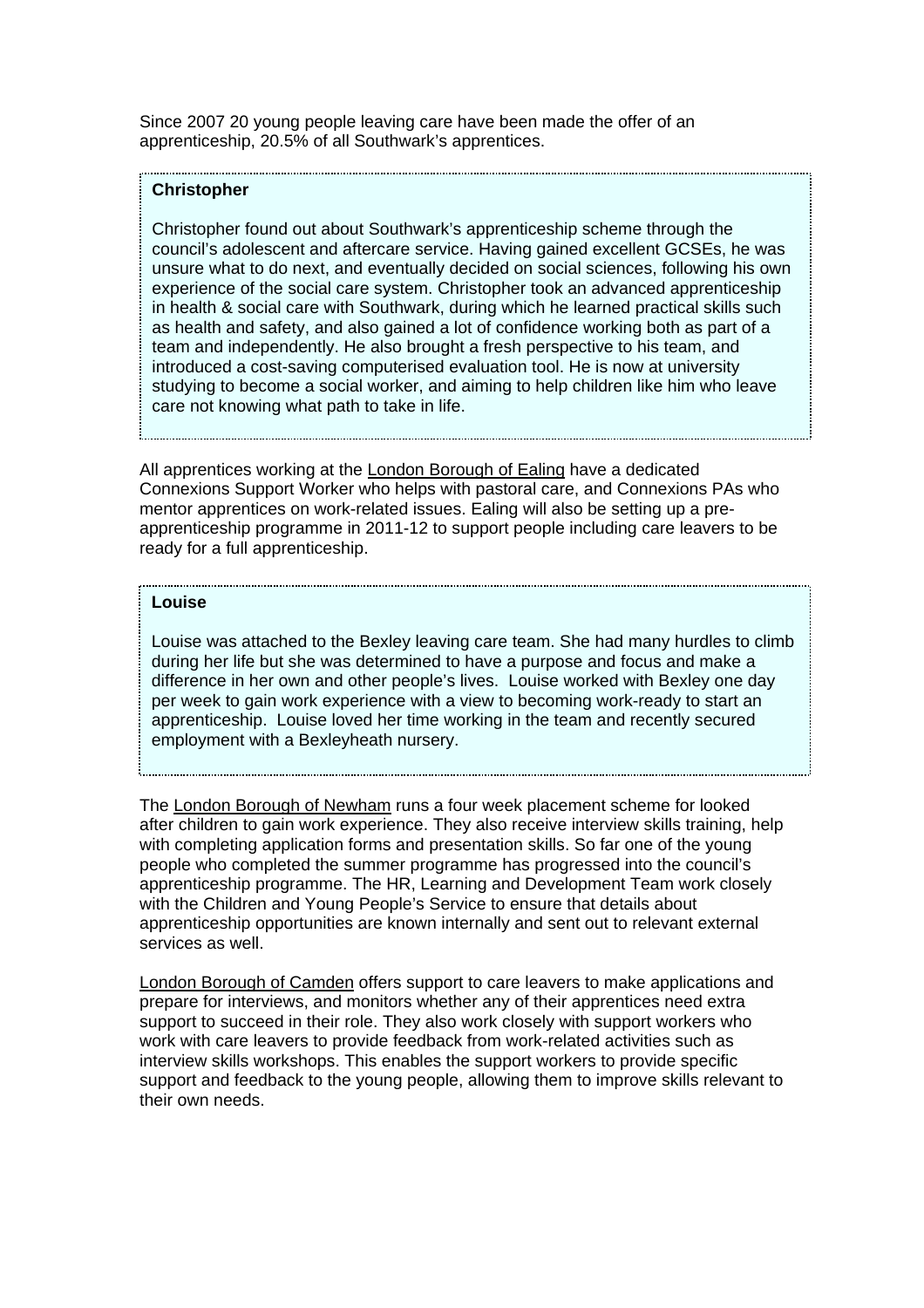Since 2007 20 young people leaving care have been made the offer of an apprenticeship, 20.5% of all Southwark's apprentices.

**Christopher**

Christopher found out about Southwark's apprenticeship scheme through the council's adolescent and aftercare service. Having gained excellent GCSEs, he was unsure what to do next, and eventually decided on social sciences, following his own experience of the social care system. Christopher took an advanced apprenticeship in health & social care with Southwark, during which he learned practical skills such as health and safety, and also gained a lot of confidence working both as part of a team and independently. He also brought a fresh perspective to his team, and introduced a cost-saving computerised evaluation tool. He is now at university studying to become a social worker, and aiming to help children like him who leave care not knowing what path to take in life.

All apprentices working at the London Borough of Ealing have a dedicated Connexions Support Worker who helps with pastoral care, and Connexions PAs who mentor apprentices on work-related issues. Ealing will also be setting up a pre-apprenticeship programme in 2011-12 to support people including care leavers to be ready for a full apprenticeship.

**Louise**

Louise was attached to the Bexley leaving care team. She had many hurdles to climb during her life but she was determined to have a purpose and focus and make a difference in her own and other people's lives. Louise worked with Bexley one day per week to gain work experience with a view to becoming work-ready to start an apprenticeship. Louise loved her time working in the team and recently secured employment with a Bexleyheath nursery.

The London Borough of Newham runs a four week placement scheme for looked after children to gain work experience. They also receive interview skills training, help with completing application forms and presentation skills. So far one of the young people who completed the summer programme has progressed into the council's apprenticeship programme. The HR, Learning and Development Team work closely with the Children and Young People's Service to ensure that details about apprenticeship opportunities are known internally and sent out to relevant external services as well.

London Borough of Camden offers support to care leavers to make applications and prepare for interviews, and monitors whether any of their apprentices need extra support to succeed in their role. They also work closely with support workers who work with care leavers to provide feedback from work-related activities such as interview skills workshops. This enables the support workers to provide specific support and feedback to the young people, allowing them to improve skills relevant to their own needs.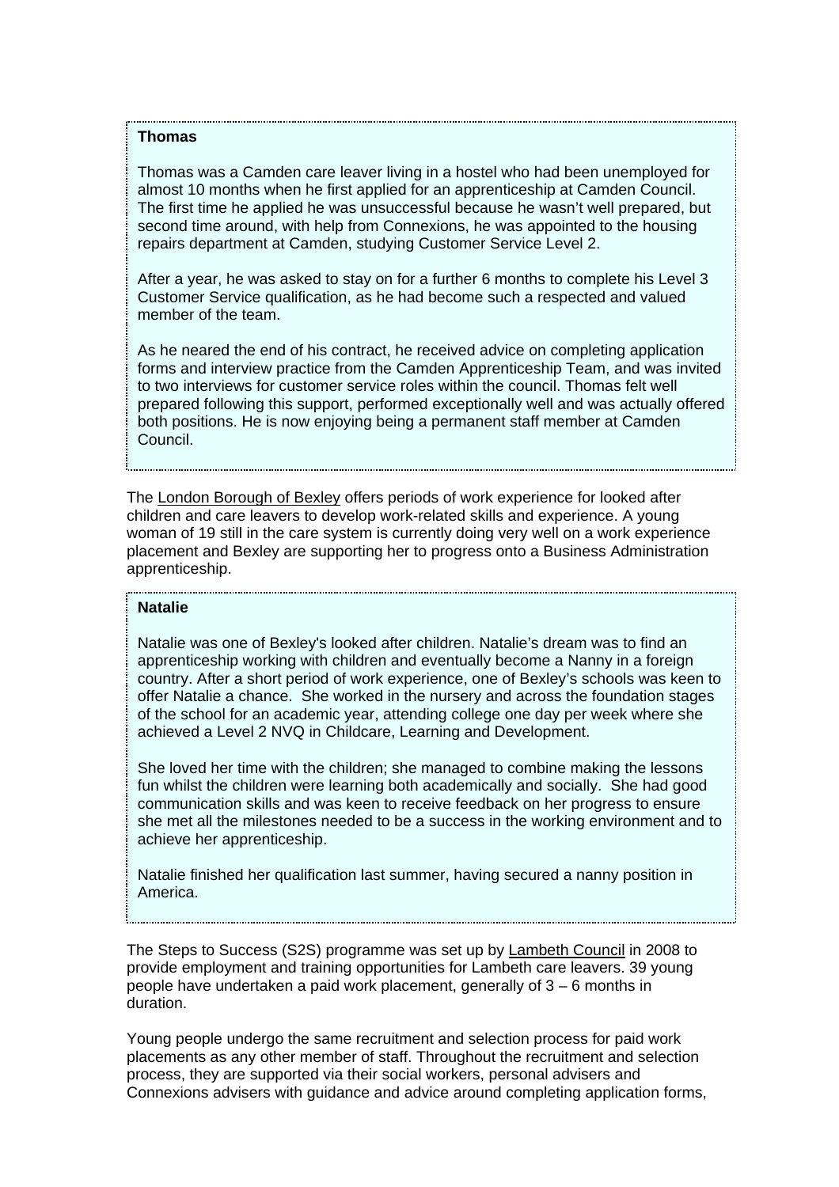**Thomas**

Thomas was a Camden care leaver living in a hostel who had been unemployed for almost 10 months when he first applied for an apprenticeship at Camden Council. The first time he applied he was unsuccessful because he wasn't well prepared, but second time around, with help from Connexions, he was appointed to the housing repairs department at Camden, studying Customer Service Level 2.

After a year, he was asked to stay on for a further 6 months to complete his Level 3 Customer Service qualification, as he had become such a respected and valued member of the team.

As he neared the end of his contract, he received advice on completing application forms and interview practice from the Camden Apprenticeship Team, and was invited to two interviews for customer service roles within the council. Thomas felt well prepared following this support, performed exceptionally well and was actually offered both positions. He is now enjoying being a permanent staff member at Camden Council.

The London Borough of Bexley offers periods of work experience for looked after children and care leavers to develop work-related skills and experience. A young woman of 19 still in the care system is currently doing very well on a work experience placement and Bexley are supporting her to progress onto a Business Administration apprenticeship.

**Natalie**

Natalie was one of Bexley's looked after children. Natalie's dream was to find an apprenticeship working with children and eventually become a Nanny in a foreign country. After a short period of work experience, one of Bexley's schools was keen to offer Natalie a chance. She worked in the nursery and across the foundation stages of the school for an academic year, attending college one day per week where she achieved a Level 2 NVQ in Childcare, Learning and Development.

She loved her time with the children; she managed to combine making the lessons fun whilst the children were learning both academically and socially. She had good communication skills and was keen to receive feedback on her progress to ensure she met all the milestones needed to be a success in the working environment and to achieve her apprenticeship.

Natalie finished her qualification last summer, having secured a nanny position in America.

The Steps to Success (S2S) programme was set up by Lambeth Council in 2008 to provide employment and training opportunities for Lambeth care leavers. 39 young people have undertaken a paid work placement, generally of 3 – 6 months in duration.

Young people undergo the same recruitment and selection process for paid work placements as any other member of staff. Throughout the recruitment and selection process, they are supported via their social workers, personal advisers and Connexions advisers with guidance and advice around completing application forms,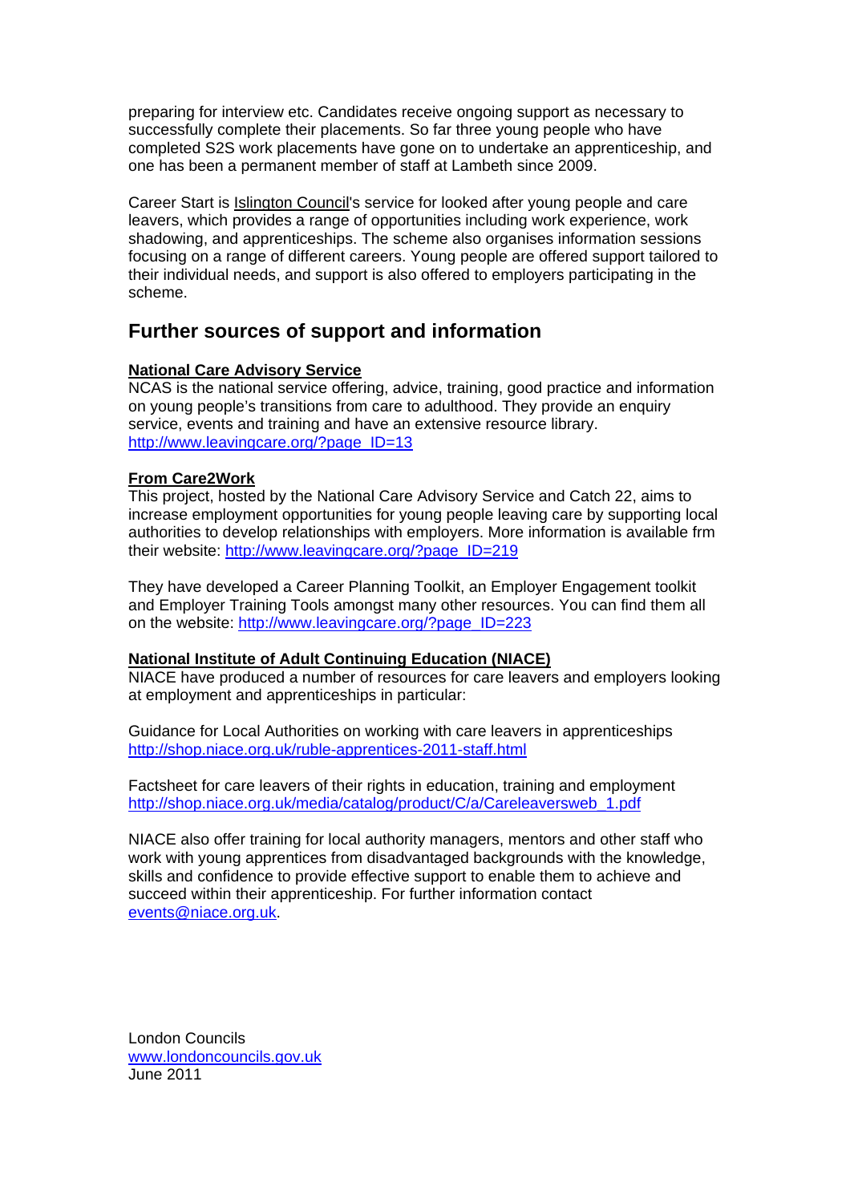preparing for interview etc. Candidates receive ongoing support as necessary to successfully complete their placements. So far three young people who have completed S2S work placements have gone on to undertake an apprenticeship, and one has been a permanent member of staff at Lambeth since 2009.

Career Start is Islington Council's service for looked after young people and care leavers, which provides a range of opportunities including work experience, work shadowing, and apprenticeships. The scheme also organises information sessions focusing on a range of different careers. Young people are offered support tailored to their individual needs, and support is also offered to employers participating in the scheme.

## Further sources of support and information

**National Care Advisory Service**
NCAS is the national service offering, advice, training, good practice and information on young people's transitions from care to adulthood. They provide an enquiry service, events and training and have an extensive resource library.
http://www.leavingcare.org/?page_ID=13

**From Care2Work**
This project, hosted by the National Care Advisory Service and Catch 22, aims to increase employment opportunities for young people leaving care by supporting local authorities to develop relationships with employers. More information is available frm their website: http://www.leavingcare.org/?page_ID=219

They have developed a Career Planning Toolkit, an Employer Engagement toolkit and Employer Training Tools amongst many other resources. You can find them all on the website: http://www.leavingcare.org/?page_ID=223

**National Institute of Adult Continuing Education (NIACE)**
NIACE have produced a number of resources for care leavers and employers looking at employment and apprenticeships in particular:

Guidance for Local Authorities on working with care leavers in apprenticeships
http://shop.niace.org.uk/ruble-apprentices-2011-staff.html

Factsheet for care leavers of their rights in education, training and employment
http://shop.niace.org.uk/media/catalog/product/C/a/Careleaversweb_1.pdf

NIACE also offer training for local authority managers, mentors and other staff who work with young apprentices from disadvantaged backgrounds with the knowledge, skills and confidence to provide effective support to enable them to achieve and succeed within their apprenticeship. For further information contact events@niace.org.uk.

London Councils
www.londoncouncils.gov.uk
June 2011